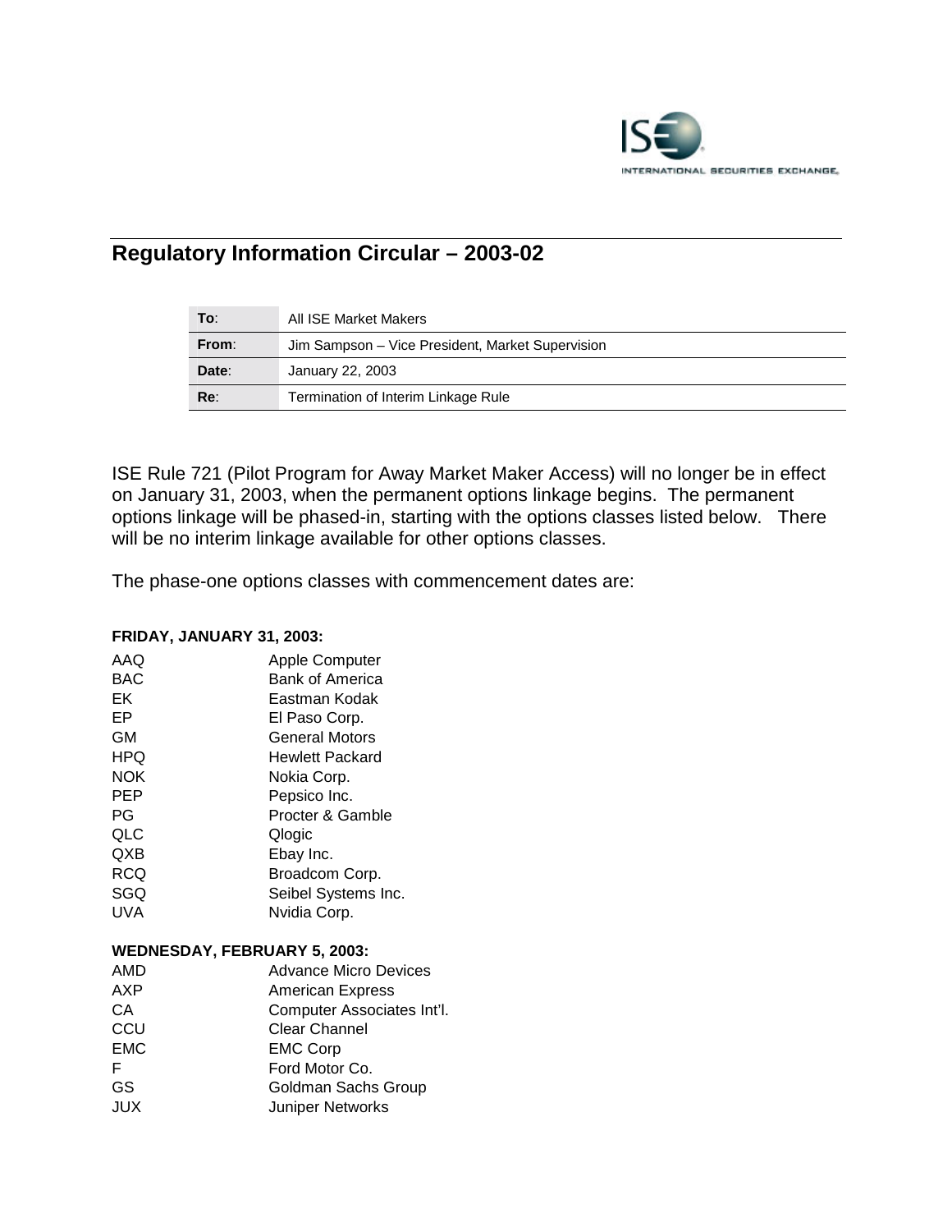ISE
INTERNATIONAL SECURITIES EXCHANGE

## Regulatory Information Circular – 2003-02

| | |
|---|---|
| **To**: | All ISE Market Makers |
| **From**: | Jim Sampson – Vice President, Market Supervision |
| **Date**: | January 22, 2003 |
| **Re**: | Termination of Interim Linkage Rule |

ISE Rule 721 (Pilot Program for Away Market Maker Access) will no longer be in effect on January 31, 2003, when the permanent options linkage begins. The permanent options linkage will be phased-in, starting with the options classes listed below. There will be no interim linkage available for other options classes.

The phase-one options classes with commencement dates are:

**FRIDAY, JANUARY 31, 2003:**

| | |
|---|---|
| AAQ | Apple Computer |
| BAC | Bank of America |
| EK | Eastman Kodak |
| EP | El Paso Corp. |
| GM | General Motors |
| HPQ | Hewlett Packard |
| NOK | Nokia Corp. |
| PEP | Pepsico Inc. |
| PG | Procter & Gamble |
| QLC | Qlogic |
| QXB | Ebay Inc. |
| RCQ | Broadcom Corp. |
| SGQ | Seibel Systems Inc. |
| UVA | Nvidia Corp. |

**WEDNESDAY, FEBRUARY 5, 2003:**

| | |
|---|---|
| AMD | Advance Micro Devices |
| AXP | American Express |
| CA | Computer Associates Int'l. |
| CCU | Clear Channel |
| EMC | EMC Corp |
| F | Ford Motor Co. |
| GS | Goldman Sachs Group |
| JUX | Juniper Networks |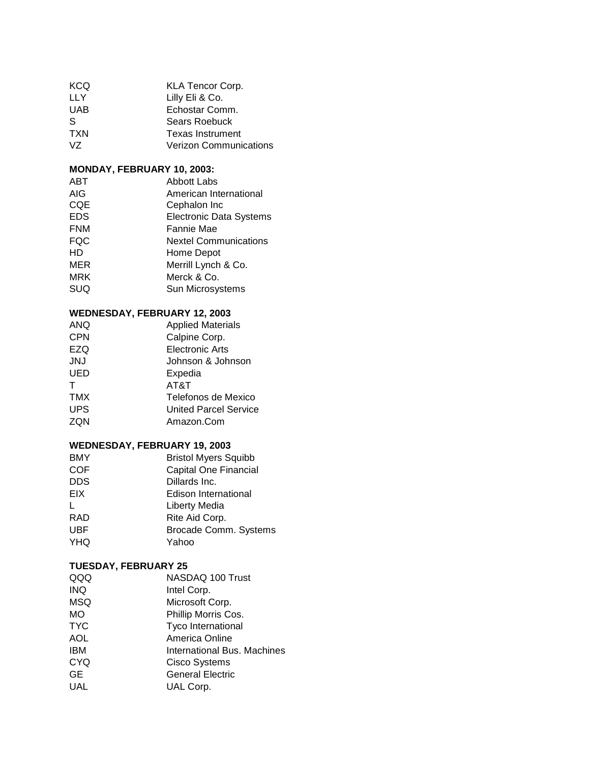| | |
|---|---|
| KCQ | KLA Tencor Corp. |
| LLY | Lilly Eli & Co. |
| UAB | Echostar Comm. |
| S | Sears Roebuck |
| TXN | Texas Instrument |
| VZ | Verizon Communications |

**MONDAY, FEBRUARY 10, 2003:**

| | |
|---|---|
| ABT | Abbott Labs |
| AIG | American International |
| CQE | Cephalon Inc |
| EDS | Electronic Data Systems |
| FNM | Fannie Mae |
| FQC | Nextel Communications |
| HD | Home Depot |
| MER | Merrill Lynch & Co. |
| MRK | Merck & Co. |
| SUQ | Sun Microsystems |

**WEDNESDAY, FEBRUARY 12, 2003**

| | |
|---|---|
| ANQ | Applied Materials |
| CPN | Calpine Corp. |
| EZQ | Electronic Arts |
| JNJ | Johnson & Johnson |
| UED | Expedia |
| T | AT&T |
| TMX | Telefonos de Mexico |
| UPS | United Parcel Service |
| ZQN | Amazon.Com |

**WEDNESDAY, FEBRUARY 19, 2003**

| | |
|---|---|
| BMY | Bristol Myers Squibb |
| COF | Capital One Financial |
| DDS | Dillards Inc. |
| EIX | Edison International |
| L | Liberty Media |
| RAD | Rite Aid Corp. |
| UBF | Brocade Comm. Systems |
| YHQ | Yahoo |

**TUESDAY, FEBRUARY 25**

| | |
|---|---|
| QQQ | NASDAQ 100 Trust |
| INQ | Intel Corp. |
| MSQ | Microsoft Corp. |
| MO | Phillip Morris Cos. |
| TYC | Tyco International |
| AOL | America Online |
| IBM | International Bus. Machines |
| CYQ | Cisco Systems |
| GE | General Electric |
| UAL | UAL Corp. |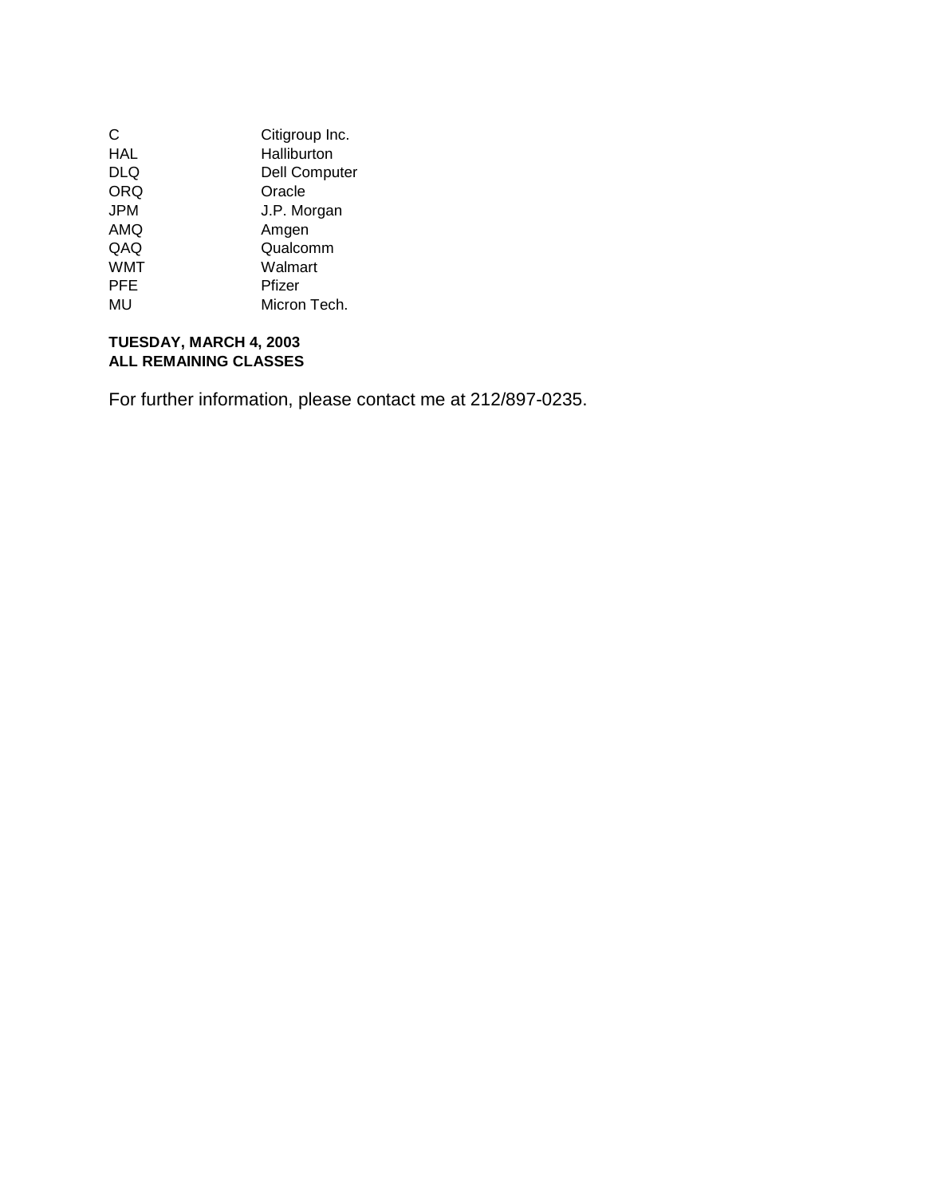| | |
|---|---|
| C | Citigroup Inc. |
| HAL | Halliburton |
| DLQ | Dell Computer |
| ORQ | Oracle |
| JPM | J.P. Morgan |
| AMQ | Amgen |
| QAQ | Qualcomm |
| WMT | Walmart |
| PFE | Pfizer |
| MU | Micron Tech. |

**TUESDAY, MARCH 4, 2003**
**ALL REMAINING CLASSES**

For further information, please contact me at 212/897-0235.